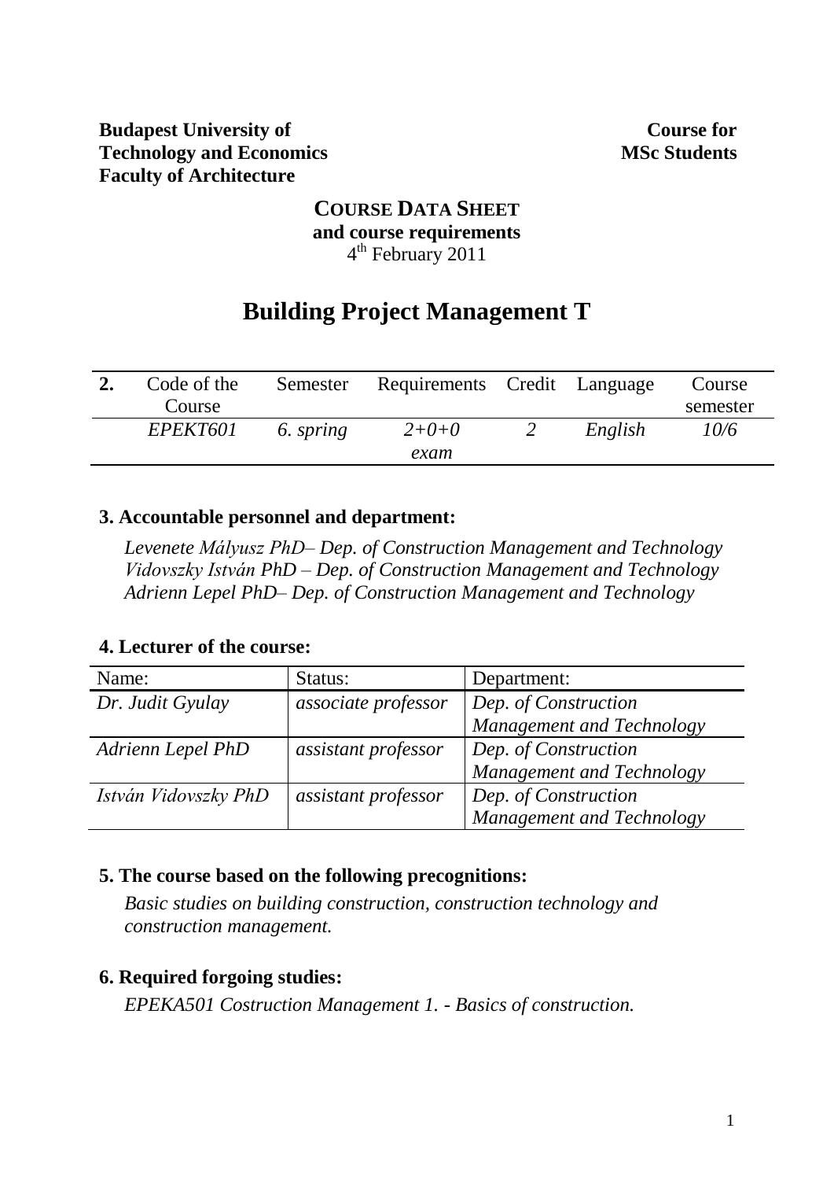**Budapest University of Technology and Economics**
**Faculty of Architecture**

**Course for MSc Students**

**COURSE DATA SHEET**
**and course requirements**
4th February 2011

# Building Project Management T

| **2.** | Code of the Course | Semester | Requirements | Credit | Language | Course semester |
|---|---|---|---|---|---|---|
| | *EPEKT601* | *6. spring* | *2+0+0 exam* | *2* | *English* | *10/6* |

### 3. Accountable personnel and department:

*Levenete Mályusz PhD– Dep. of Construction Management and Technology*
*Vidovszky István PhD – Dep. of Construction Management and Technology*
*Adrienn Lepel PhD– Dep. of Construction Management and Technology*

### 4. Lecturer of the course:

| Name: | Status: | Department: |
|---|---|---|
| *Dr. Judit Gyulay* | *associate professor* | *Dep. of Construction Management and Technology* |
| *Adrienn Lepel PhD* | *assistant professor* | *Dep. of Construction Management and Technology* |
| *István Vidovszky PhD* | *assistant professor* | *Dep. of Construction Management and Technology* |

### 5. The course based on the following precognitions:

*Basic studies on building construction, construction technology and construction management.*

### 6. Required forgoing studies:

*EPEKA501 Costruction Management 1. - Basics of construction.*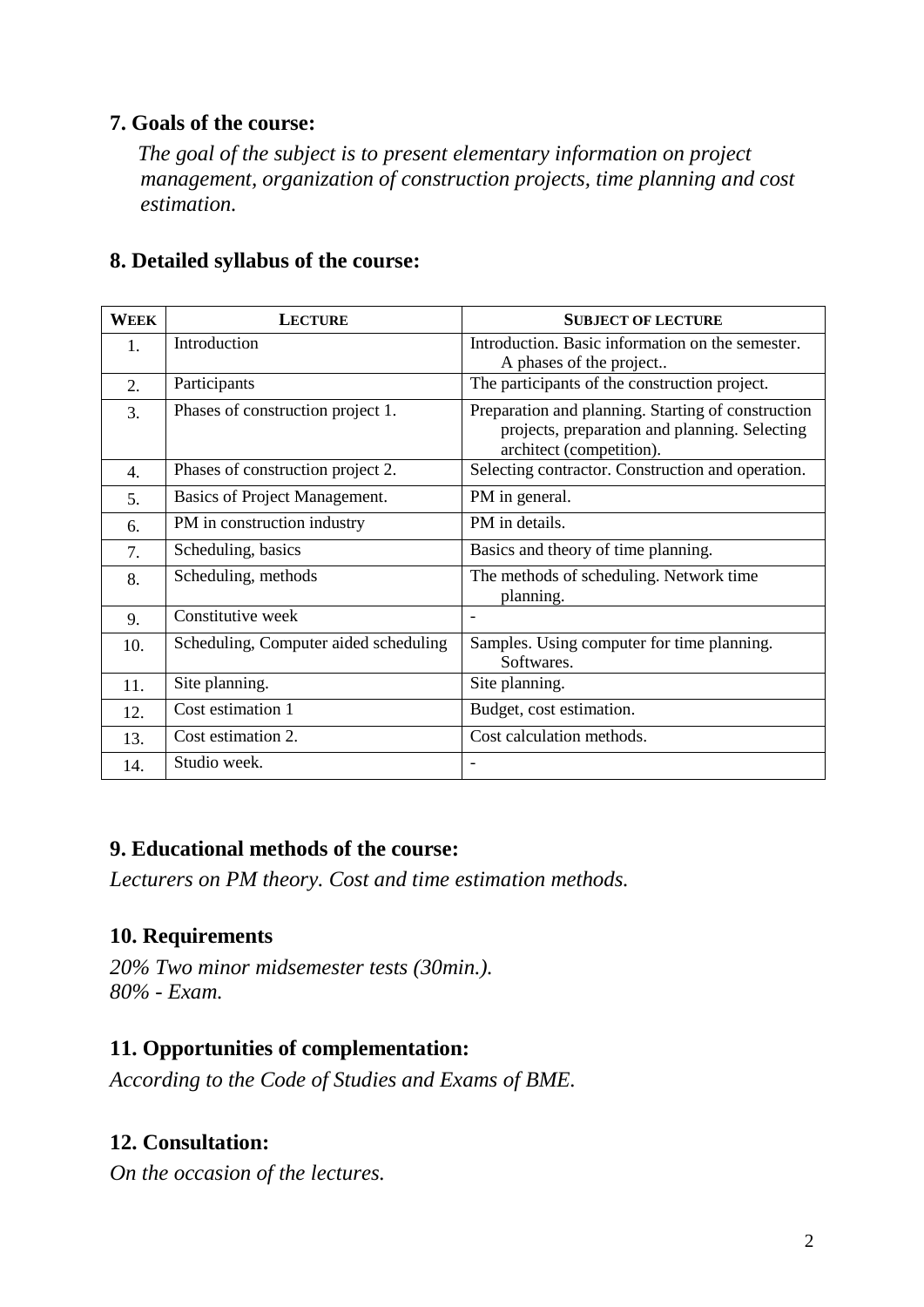## 7. Goals of the course:

*The goal of the subject is to present elementary information on project management, organization of construction projects, time planning and cost estimation.*

## 8. Detailed syllabus of the course:

| WEEK | LECTURE | SUBJECT OF LECTURE |
|---|---|---|
| 1. | Introduction | Introduction. Basic information on the semester. A phases of the project.. |
| 2. | Participants | The participants of the construction project. |
| 3. | Phases of construction project 1. | Preparation and planning. Starting of construction projects, preparation and planning. Selecting architect (competition). |
| 4. | Phases of construction project 2. | Selecting contractor. Construction and operation. |
| 5. | Basics of Project Management. | PM in general. |
| 6. | PM in construction industry | PM in details. |
| 7. | Scheduling, basics | Basics and theory of time planning. |
| 8. | Scheduling, methods | The methods of scheduling. Network time planning. |
| 9. | Constitutive week | - |
| 10. | Scheduling, Computer aided scheduling | Samples. Using computer for time planning. Softwares. |
| 11. | Site planning. | Site planning. |
| 12. | Cost estimation 1 | Budget, cost estimation. |
| 13. | Cost estimation 2. | Cost calculation methods. |
| 14. | Studio week. | - |

## 9. Educational methods of the course:

*Lecturers on PM theory. Cost and time estimation methods.*

## 10. Requirements

*20% Two minor midsemester tests (30min.).*
*80% - Exam.*

## 11. Opportunities of complementation:

*According to the Code of Studies and Exams of BME.*

## 12. Consultation:

*On the occasion of the lectures.*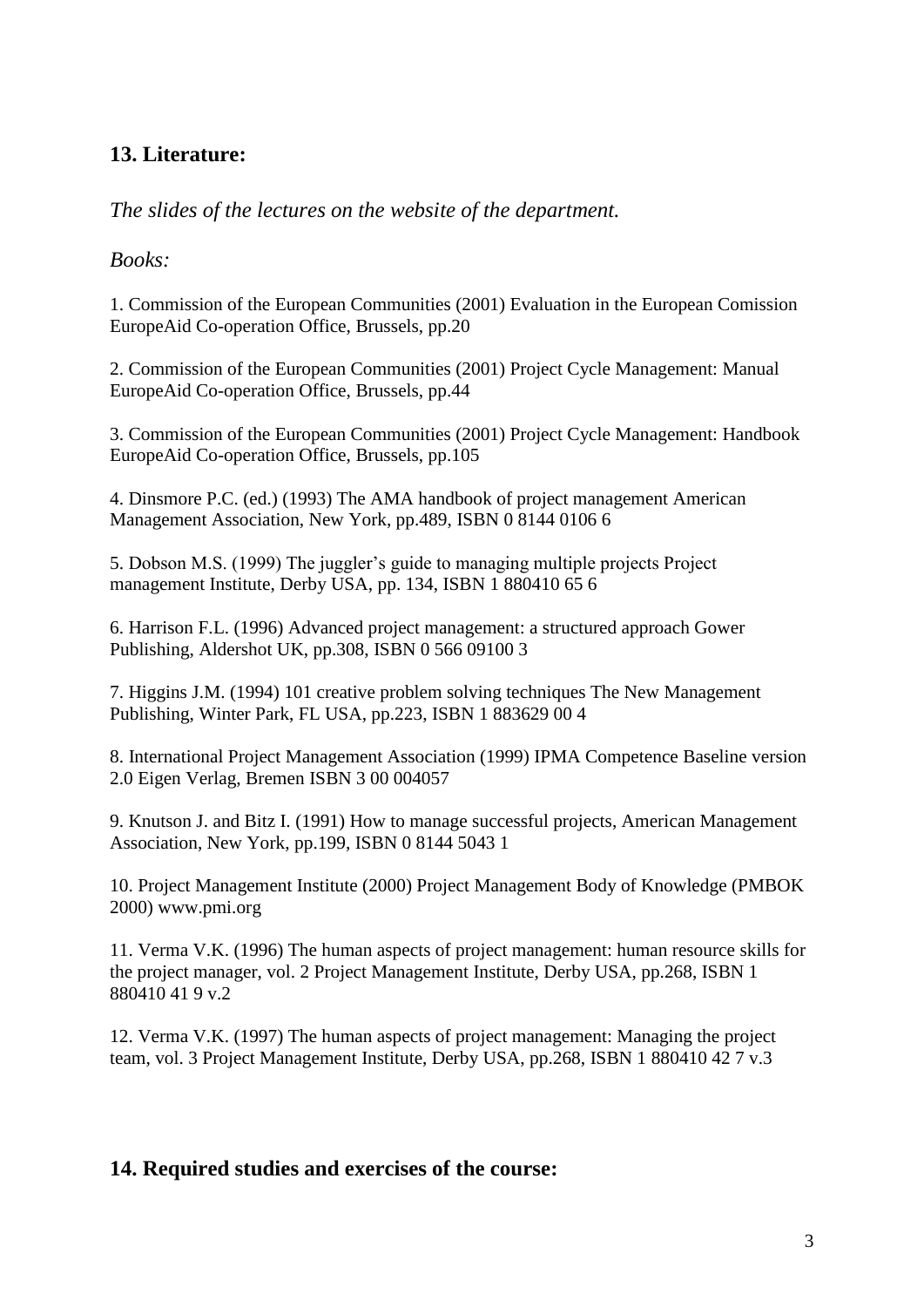## 13. Literature:

*The slides of the lectures on the website of the department.*

*Books:*

1. Commission of the European Communities (2001) Evaluation in the European Comission EuropeAid Co-operation Office, Brussels, pp.20

2. Commission of the European Communities (2001) Project Cycle Management: Manual EuropeAid Co-operation Office, Brussels, pp.44

3. Commission of the European Communities (2001) Project Cycle Management: Handbook EuropeAid Co-operation Office, Brussels, pp.105

4. Dinsmore P.C. (ed.) (1993) The AMA handbook of project management American Management Association, New York, pp.489, ISBN 0 8144 0106 6

5. Dobson M.S. (1999) The juggler's guide to managing multiple projects Project management Institute, Derby USA, pp. 134, ISBN 1 880410 65 6

6. Harrison F.L. (1996) Advanced project management: a structured approach Gower Publishing, Aldershot UK, pp.308, ISBN 0 566 09100 3

7. Higgins J.M. (1994) 101 creative problem solving techniques The New Management Publishing, Winter Park, FL USA, pp.223, ISBN 1 883629 00 4

8. International Project Management Association (1999) IPMA Competence Baseline version 2.0 Eigen Verlag, Bremen ISBN 3 00 004057

9. Knutson J. and Bitz I. (1991) How to manage successful projects, American Management Association, New York, pp.199, ISBN 0 8144 5043 1

10. Project Management Institute (2000) Project Management Body of Knowledge (PMBOK 2000) www.pmi.org

11. Verma V.K. (1996) The human aspects of project management: human resource skills for the project manager, vol. 2 Project Management Institute, Derby USA, pp.268, ISBN 1 880410 41 9 v.2

12. Verma V.K. (1997) The human aspects of project management: Managing the project team, vol. 3 Project Management Institute, Derby USA, pp.268, ISBN 1 880410 42 7 v.3

## 14. Required studies and exercises of the course: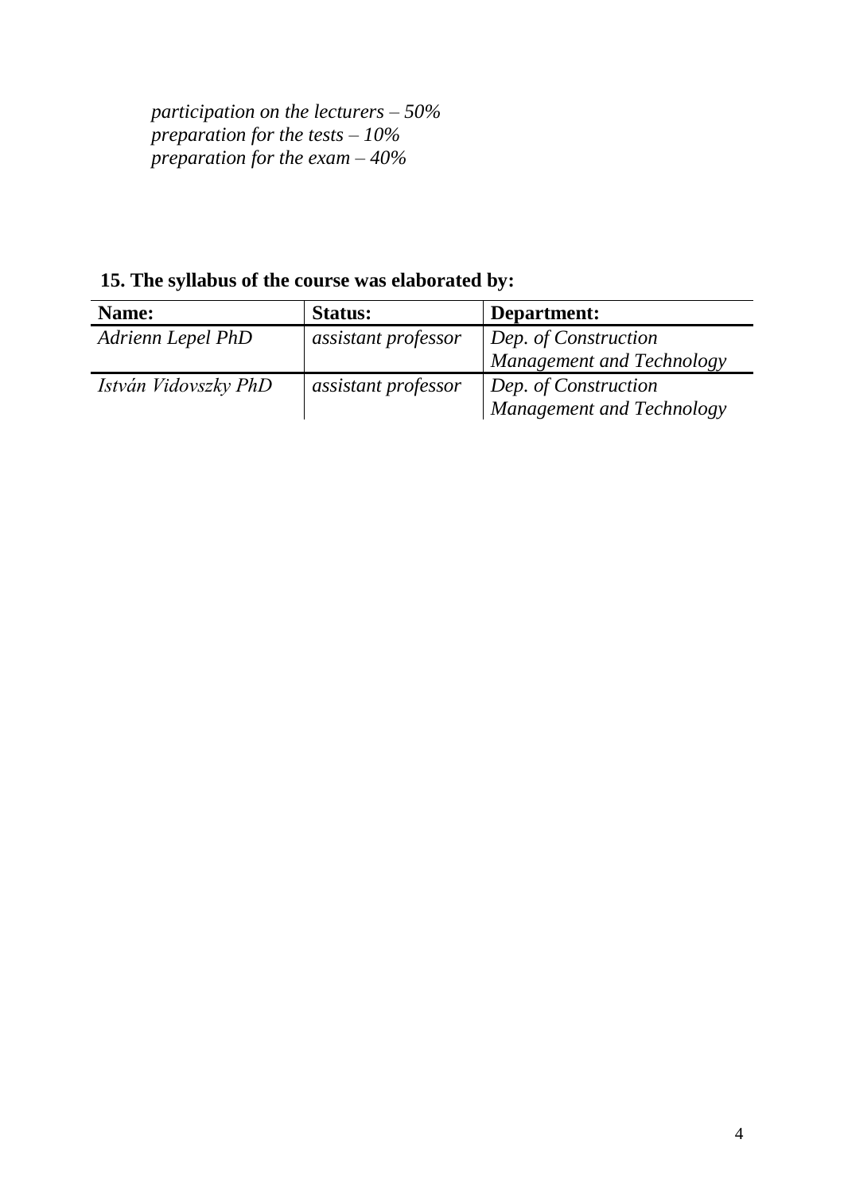*participation on the lecturers – 50%*
*preparation for the tests – 10%*
*preparation for the exam – 40%*

**15. The syllabus of the course was elaborated by:**

| Name: | Status: | Department: |
|---|---|---|
| *Adrienn Lepel PhD* | *assistant professor* | *Dep. of Construction Management and Technology* |
| *István Vidovszky PhD* | *assistant professor* | *Dep. of Construction Management and Technology* |